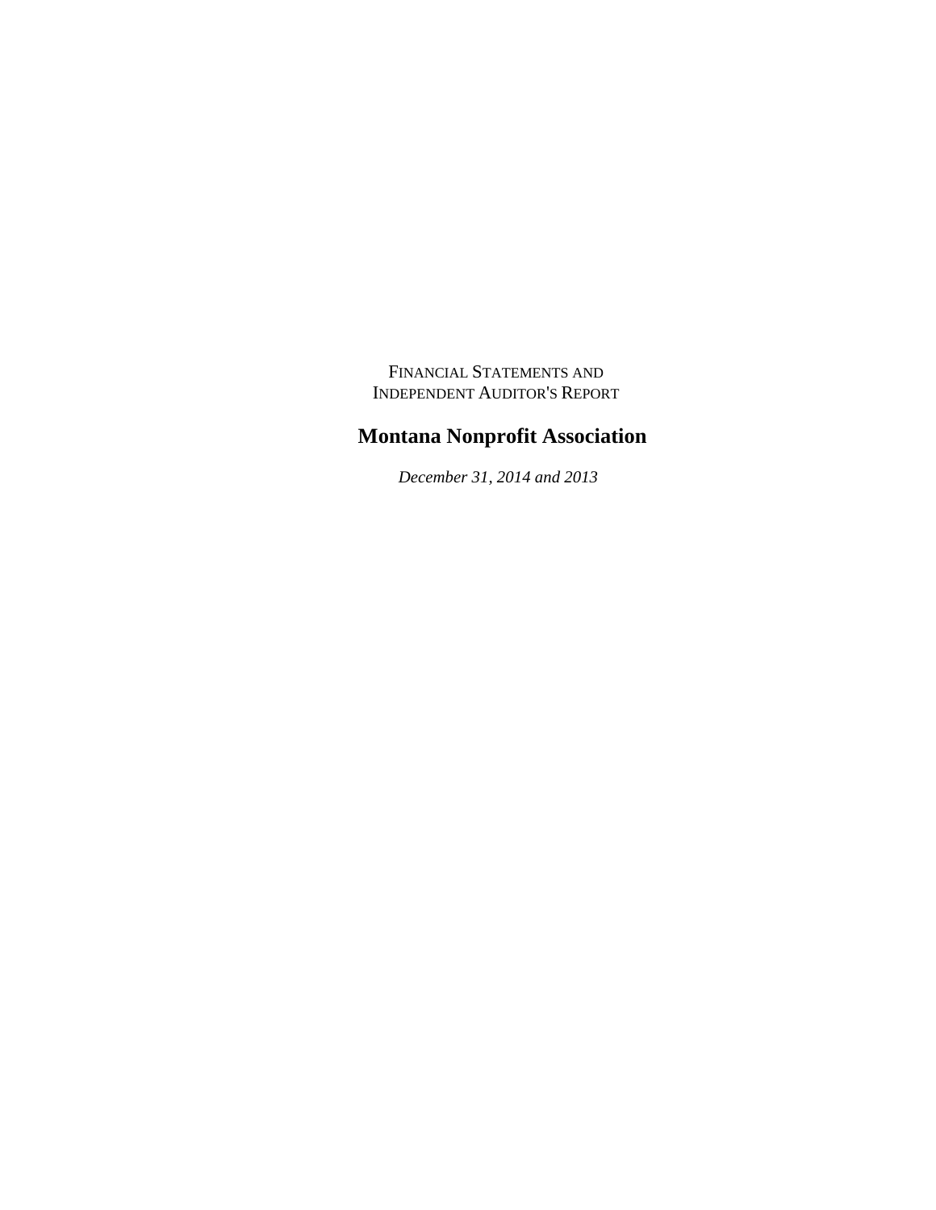FINANCIAL STATEMENTS AND
INDEPENDENT AUDITOR'S REPORT

# Montana Nonprofit Association

*December 31, 2014 and 2013*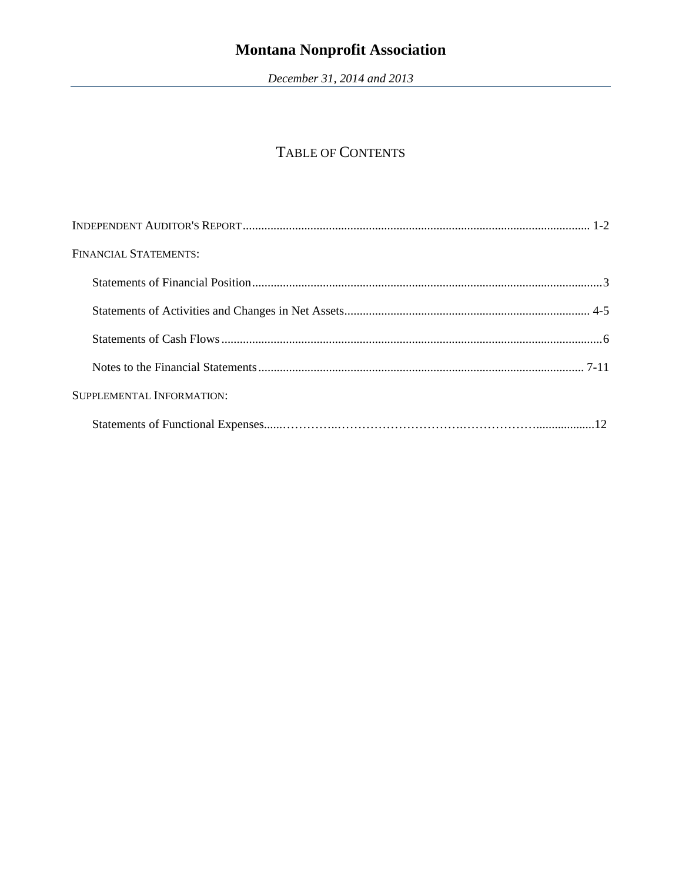# Montana Nonprofit Association

*December 31, 2014 and 2013*

## TABLE OF CONTENTS

INDEPENDENT AUDITOR'S REPORT .......... 1-2

FINANCIAL STATEMENTS:

- Statements of Financial Position .......... 3
- Statements of Activities and Changes in Net Assets .......... 4-5
- Statements of Cash Flows .......... 6
- Notes to the Financial Statements .......... 7-11

SUPPLEMENTAL INFORMATION:

- Statements of Functional Expenses .......... 12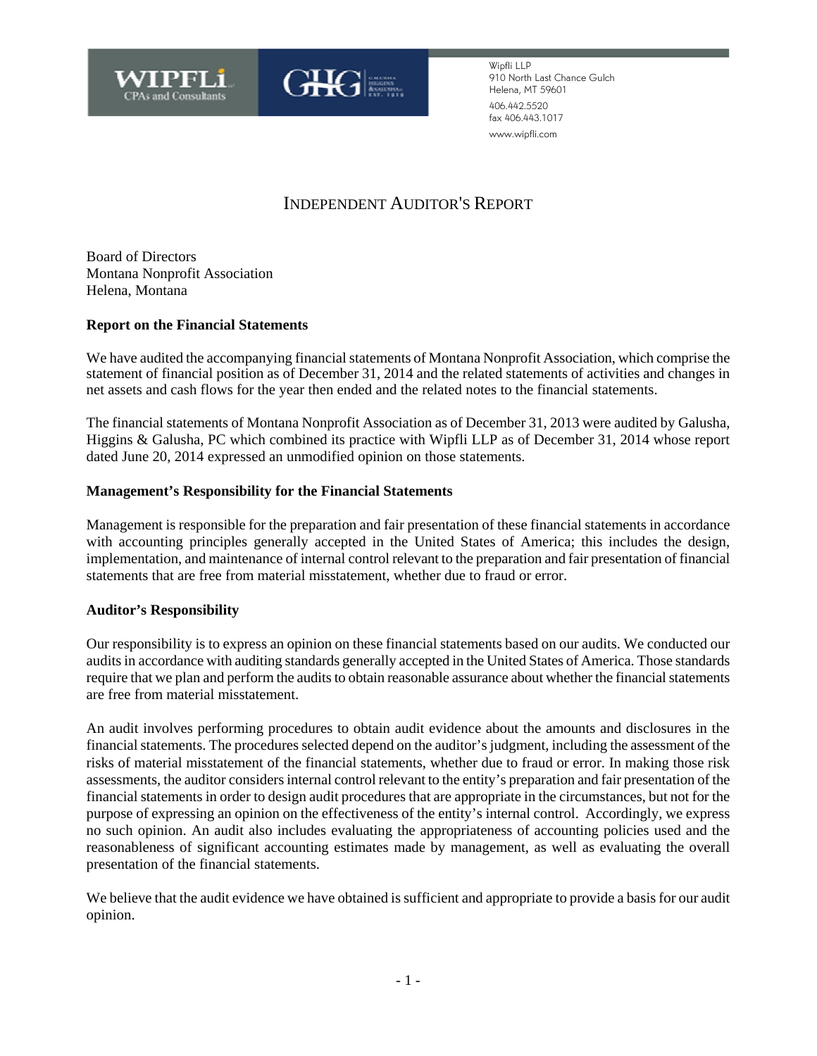Wipfli LLP
910 North Last Chance Gulch
Helena, MT 59601
406.442.5520
fax 406.443.1017
www.wipfli.com

# INDEPENDENT AUDITOR'S REPORT

Board of Directors
Montana Nonprofit Association
Helena, Montana

**Report on the Financial Statements**

We have audited the accompanying financial statements of Montana Nonprofit Association, which comprise the statement of financial position as of December 31, 2014 and the related statements of activities and changes in net assets and cash flows for the year then ended and the related notes to the financial statements.

The financial statements of Montana Nonprofit Association as of December 31, 2013 were audited by Galusha, Higgins & Galusha, PC which combined its practice with Wipfli LLP as of December 31, 2014 whose report dated June 20, 2014 expressed an unmodified opinion on those statements.

**Management's Responsibility for the Financial Statements**

Management is responsible for the preparation and fair presentation of these financial statements in accordance with accounting principles generally accepted in the United States of America; this includes the design, implementation, and maintenance of internal control relevant to the preparation and fair presentation of financial statements that are free from material misstatement, whether due to fraud or error.

**Auditor's Responsibility**

Our responsibility is to express an opinion on these financial statements based on our audits. We conducted our audits in accordance with auditing standards generally accepted in the United States of America. Those standards require that we plan and perform the audits to obtain reasonable assurance about whether the financial statements are free from material misstatement.

An audit involves performing procedures to obtain audit evidence about the amounts and disclosures in the financial statements. The procedures selected depend on the auditor's judgment, including the assessment of the risks of material misstatement of the financial statements, whether due to fraud or error. In making those risk assessments, the auditor considers internal control relevant to the entity's preparation and fair presentation of the financial statements in order to design audit procedures that are appropriate in the circumstances, but not for the purpose of expressing an opinion on the effectiveness of the entity's internal control. Accordingly, we express no such opinion. An audit also includes evaluating the appropriateness of accounting policies used and the reasonableness of significant accounting estimates made by management, as well as evaluating the overall presentation of the financial statements.

We believe that the audit evidence we have obtained is sufficient and appropriate to provide a basis for our audit opinion.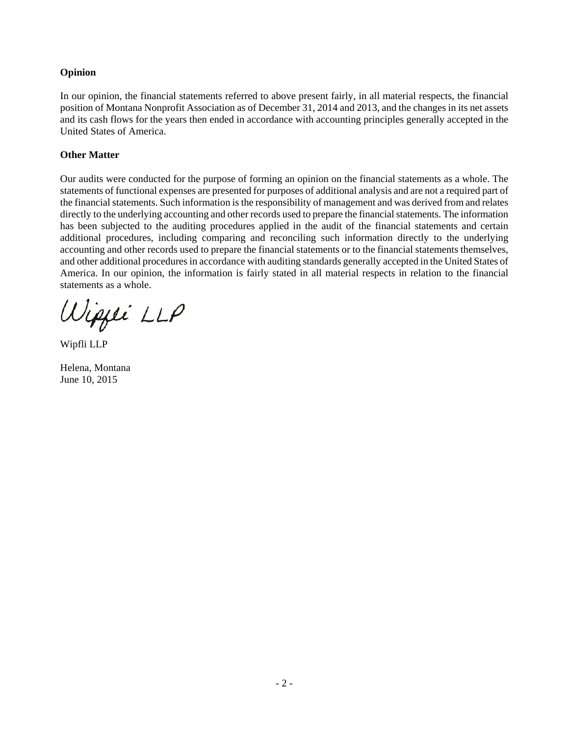**Opinion**

In our opinion, the financial statements referred to above present fairly, in all material respects, the financial position of Montana Nonprofit Association as of December 31, 2014 and 2013, and the changes in its net assets and its cash flows for the years then ended in accordance with accounting principles generally accepted in the United States of America.

**Other Matter**

Our audits were conducted for the purpose of forming an opinion on the financial statements as a whole. The statements of functional expenses are presented for purposes of additional analysis and are not a required part of the financial statements. Such information is the responsibility of management and was derived from and relates directly to the underlying accounting and other records used to prepare the financial statements. The information has been subjected to the auditing procedures applied in the audit of the financial statements and certain additional procedures, including comparing and reconciling such information directly to the underlying accounting and other records used to prepare the financial statements or to the financial statements themselves, and other additional procedures in accordance with auditing standards generally accepted in the United States of America. In our opinion, the information is fairly stated in all material respects in relation to the financial statements as a whole.

Wipfli LLP

Wipfli LLP

Helena, Montana
June 10, 2015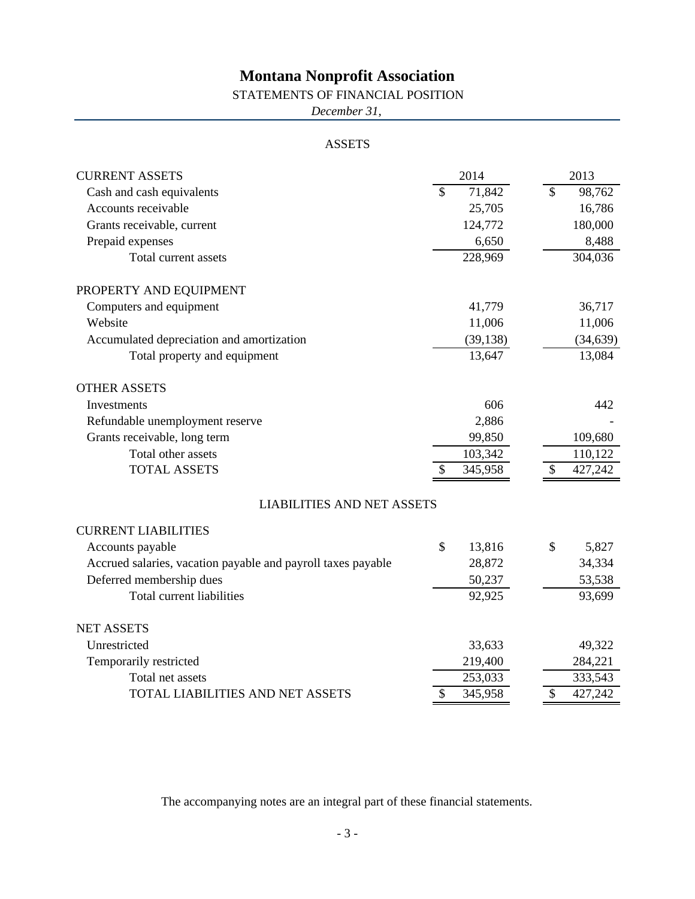# Montana Nonprofit Association

STATEMENTS OF FINANCIAL POSITION

*December 31,*

## ASSETS

| | 2014 | 2013 |
|---|---|---|
| **CURRENT ASSETS** | | |
| Cash and cash equivalents | $ 71,842 | $ 98,762 |
| Accounts receivable | 25,705 | 16,786 |
| Grants receivable, current | 124,772 | 180,000 |
| Prepaid expenses | 6,650 | 8,488 |
| Total current assets | 228,969 | 304,036 |
| **PROPERTY AND EQUIPMENT** | | |
| Computers and equipment | 41,779 | 36,717 |
| Website | 11,006 | 11,006 |
| Accumulated depreciation and amortization | (39,138) | (34,639) |
| Total property and equipment | 13,647 | 13,084 |
| **OTHER ASSETS** | | |
| Investments | 606 | 442 |
| Refundable unemployment reserve | 2,886 | - |
| Grants receivable, long term | 99,850 | 109,680 |
| Total other assets | 103,342 | 110,122 |
| TOTAL ASSETS | $ 345,958 | $ 427,242 |

## LIABILITIES AND NET ASSETS

| | 2014 | 2013 |
|---|---|---|
| **CURRENT LIABILITIES** | | |
| Accounts payable | $ 13,816 | $ 5,827 |
| Accrued salaries, vacation payable and payroll taxes payable | 28,872 | 34,334 |
| Deferred membership dues | 50,237 | 53,538 |
| Total current liabilities | 92,925 | 93,699 |
| **NET ASSETS** | | |
| Unrestricted | 33,633 | 49,322 |
| Temporarily restricted | 219,400 | 284,221 |
| Total net assets | 253,033 | 333,543 |
| TOTAL LIABILITIES AND NET ASSETS | $ 345,958 | $ 427,242 |

The accompanying notes are an integral part of these financial statements.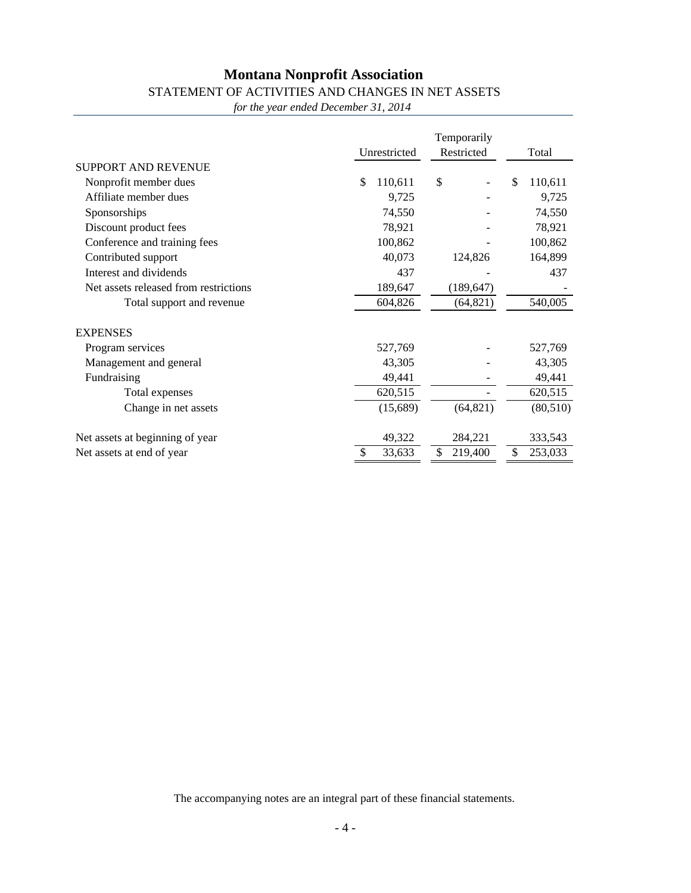# Montana Nonprofit Association

STATEMENT OF ACTIVITIES AND CHANGES IN NET ASSETS

*for the year ended December 31, 2014*

| | Unrestricted | Temporarily Restricted | Total |
|---|---|---|---|
| SUPPORT AND REVENUE | | | |
| Nonprofit member dues | $ 110,611 | $ - | $ 110,611 |
| Affiliate member dues | 9,725 | - | 9,725 |
| Sponsorships | 74,550 | - | 74,550 |
| Discount product fees | 78,921 | - | 78,921 |
| Conference and training fees | 100,862 | - | 100,862 |
| Contributed support | 40,073 | 124,826 | 164,899 |
| Interest and dividends | 437 | - | 437 |
| Net assets released from restrictions | 189,647 | (189,647) | - |
| Total support and revenue | 604,826 | (64,821) | 540,005 |
| EXPENSES | | | |
| Program services | 527,769 | - | 527,769 |
| Management and general | 43,305 | - | 43,305 |
| Fundraising | 49,441 | - | 49,441 |
| Total expenses | 620,515 | - | 620,515 |
| Change in net assets | (15,689) | (64,821) | (80,510) |
| Net assets at beginning of year | 49,322 | 284,221 | 333,543 |
| Net assets at end of year | $ 33,633 | $ 219,400 | $ 253,033 |

The accompanying notes are an integral part of these financial statements.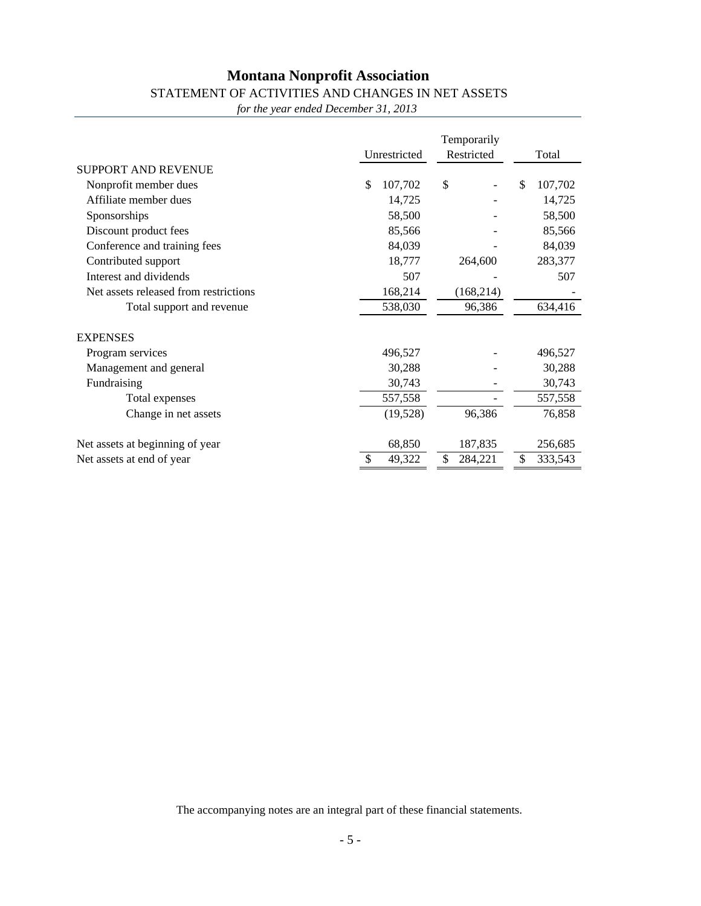# Montana Nonprofit Association

## STATEMENT OF ACTIVITIES AND CHANGES IN NET ASSETS

*for the year ended December 31, 2013*

| | Unrestricted | Temporarily Restricted | Total |
|---|---|---|---|
| SUPPORT AND REVENUE | | | |
| Nonprofit member dues | $ 107,702 | $ - | $ 107,702 |
| Affiliate member dues | 14,725 | - | 14,725 |
| Sponsorships | 58,500 | - | 58,500 |
| Discount product fees | 85,566 | - | 85,566 |
| Conference and training fees | 84,039 | - | 84,039 |
| Contributed support | 18,777 | 264,600 | 283,377 |
| Interest and dividends | 507 | - | 507 |
| Net assets released from restrictions | 168,214 | (168,214) | - |
| Total support and revenue | 538,030 | 96,386 | 634,416 |
| EXPENSES | | | |
| Program services | 496,527 | - | 496,527 |
| Management and general | 30,288 | - | 30,288 |
| Fundraising | 30,743 | - | 30,743 |
| Total expenses | 557,558 | - | 557,558 |
| Change in net assets | (19,528) | 96,386 | 76,858 |
| Net assets at beginning of year | 68,850 | 187,835 | 256,685 |
| Net assets at end of year | $ 49,322 | $ 284,221 | $ 333,543 |

The accompanying notes are an integral part of these financial statements.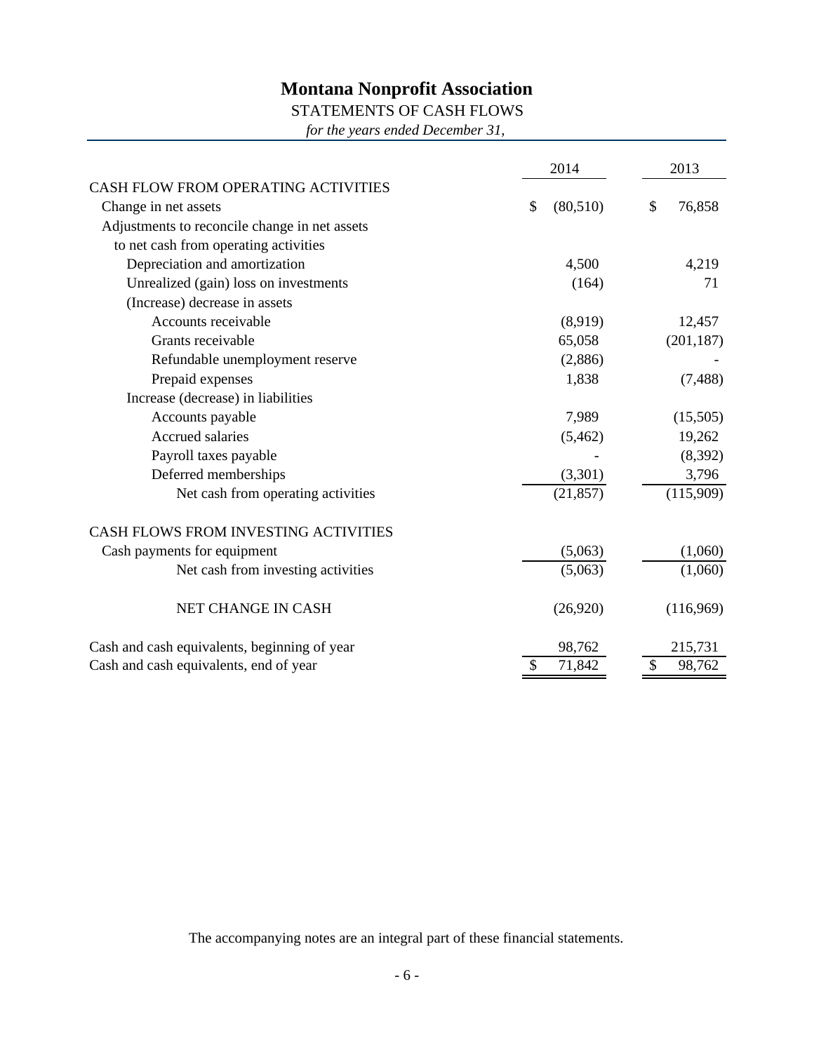# Montana Nonprofit Association

## STATEMENTS OF CASH FLOWS

*for the years ended December 31,*

| | 2014 | 2013 |
|---|---|---|
| CASH FLOW FROM OPERATING ACTIVITIES | | |
| Change in net assets | $ (80,510) | $ 76,858 |
| Adjustments to reconcile change in net assets | | |
| to net cash from operating activities | | |
| Depreciation and amortization | 4,500 | 4,219 |
| Unrealized (gain) loss on investments | (164) | 71 |
| (Increase) decrease in assets | | |
| Accounts receivable | (8,919) | 12,457 |
| Grants receivable | 65,058 | (201,187) |
| Refundable unemployment reserve | (2,886) | - |
| Prepaid expenses | 1,838 | (7,488) |
| Increase (decrease) in liabilities | | |
| Accounts payable | 7,989 | (15,505) |
| Accrued salaries | (5,462) | 19,262 |
| Payroll taxes payable | - | (8,392) |
| Deferred memberships | (3,301) | 3,796 |
| Net cash from operating activities | (21,857) | (115,909) |
| CASH FLOWS FROM INVESTING ACTIVITIES | | |
| Cash payments for equipment | (5,063) | (1,060) |
| Net cash from investing activities | (5,063) | (1,060) |
| NET CHANGE IN CASH | (26,920) | (116,969) |
| Cash and cash equivalents, beginning of year | 98,762 | 215,731 |
| Cash and cash equivalents, end of year | $ 71,842 | $ 98,762 |

The accompanying notes are an integral part of these financial statements.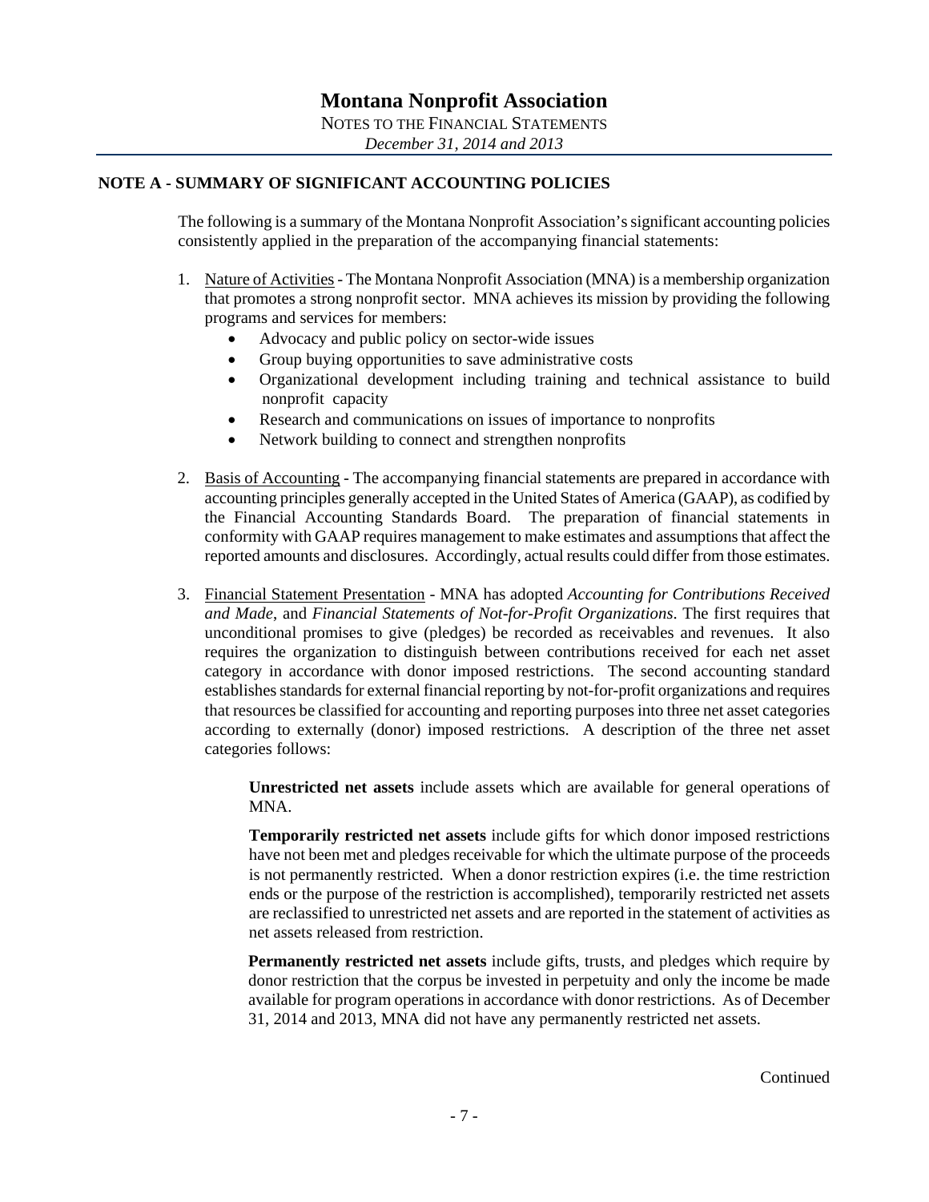# Montana Nonprofit Association

NOTES TO THE FINANCIAL STATEMENTS

*December 31, 2014 and 2013*

## NOTE A - SUMMARY OF SIGNIFICANT ACCOUNTING POLICIES

The following is a summary of the Montana Nonprofit Association's significant accounting policies consistently applied in the preparation of the accompanying financial statements:

1. Nature of Activities - The Montana Nonprofit Association (MNA) is a membership organization that promotes a strong nonprofit sector. MNA achieves its mission by providing the following programs and services for members:
   - Advocacy and public policy on sector-wide issues
   - Group buying opportunities to save administrative costs
   - Organizational development including training and technical assistance to build nonprofit capacity
   - Research and communications on issues of importance to nonprofits
   - Network building to connect and strengthen nonprofits

2. Basis of Accounting - The accompanying financial statements are prepared in accordance with accounting principles generally accepted in the United States of America (GAAP), as codified by the Financial Accounting Standards Board. The preparation of financial statements in conformity with GAAP requires management to make estimates and assumptions that affect the reported amounts and disclosures. Accordingly, actual results could differ from those estimates.

3. Financial Statement Presentation - MNA has adopted *Accounting for Contributions Received and Made*, and *Financial Statements of Not-for-Profit Organizations*. The first requires that unconditional promises to give (pledges) be recorded as receivables and revenues. It also requires the organization to distinguish between contributions received for each net asset category in accordance with donor imposed restrictions. The second accounting standard establishes standards for external financial reporting by not-for-profit organizations and requires that resources be classified for accounting and reporting purposes into three net asset categories according to externally (donor) imposed restrictions. A description of the three net asset categories follows:

   **Unrestricted net assets** include assets which are available for general operations of MNA.

   **Temporarily restricted net assets** include gifts for which donor imposed restrictions have not been met and pledges receivable for which the ultimate purpose of the proceeds is not permanently restricted. When a donor restriction expires (i.e. the time restriction ends or the purpose of the restriction is accomplished), temporarily restricted net assets are reclassified to unrestricted net assets and are reported in the statement of activities as net assets released from restriction.

   **Permanently restricted net assets** include gifts, trusts, and pledges which require by donor restriction that the corpus be invested in perpetuity and only the income be made available for program operations in accordance with donor restrictions. As of December 31, 2014 and 2013, MNA did not have any permanently restricted net assets.

Continued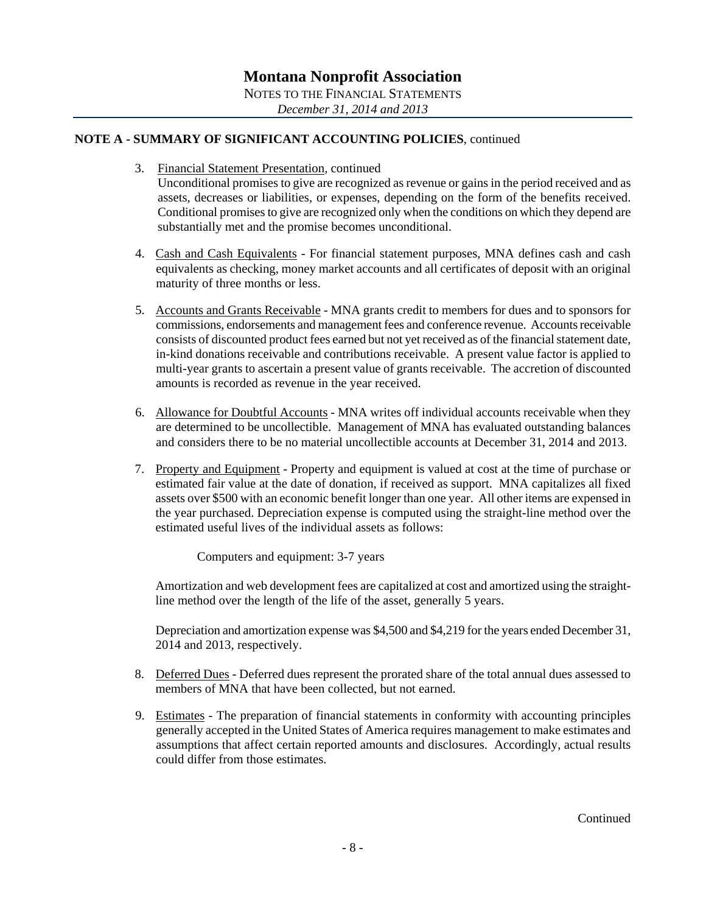# Montana Nonprofit Association

NOTES TO THE FINANCIAL STATEMENTS

*December 31, 2014 and 2013*

**NOTE A - SUMMARY OF SIGNIFICANT ACCOUNTING POLICIES**, continued

3. Financial Statement Presentation, continued
   Unconditional promises to give are recognized as revenue or gains in the period received and as assets, decreases or liabilities, or expenses, depending on the form of the benefits received. Conditional promises to give are recognized only when the conditions on which they depend are substantially met and the promise becomes unconditional.

4. Cash and Cash Equivalents - For financial statement purposes, MNA defines cash and cash equivalents as checking, money market accounts and all certificates of deposit with an original maturity of three months or less.

5. Accounts and Grants Receivable - MNA grants credit to members for dues and to sponsors for commissions, endorsements and management fees and conference revenue. Accounts receivable consists of discounted product fees earned but not yet received as of the financial statement date, in-kind donations receivable and contributions receivable. A present value factor is applied to multi-year grants to ascertain a present value of grants receivable. The accretion of discounted amounts is recorded as revenue in the year received.

6. Allowance for Doubtful Accounts - MNA writes off individual accounts receivable when they are determined to be uncollectible. Management of MNA has evaluated outstanding balances and considers there to be no material uncollectible accounts at December 31, 2014 and 2013.

7. Property and Equipment - Property and equipment is valued at cost at the time of purchase or estimated fair value at the date of donation, if received as support. MNA capitalizes all fixed assets over $500 with an economic benefit longer than one year. All other items are expensed in the year purchased. Depreciation expense is computed using the straight-line method over the estimated useful lives of the individual assets as follows:

   Computers and equipment: 3-7 years

   Amortization and web development fees are capitalized at cost and amortized using the straight-line method over the length of the life of the asset, generally 5 years.

   Depreciation and amortization expense was $4,500 and $4,219 for the years ended December 31, 2014 and 2013, respectively.

8. Deferred Dues - Deferred dues represent the prorated share of the total annual dues assessed to members of MNA that have been collected, but not earned.

9. Estimates - The preparation of financial statements in conformity with accounting principles generally accepted in the United States of America requires management to make estimates and assumptions that affect certain reported amounts and disclosures. Accordingly, actual results could differ from those estimates.

Continued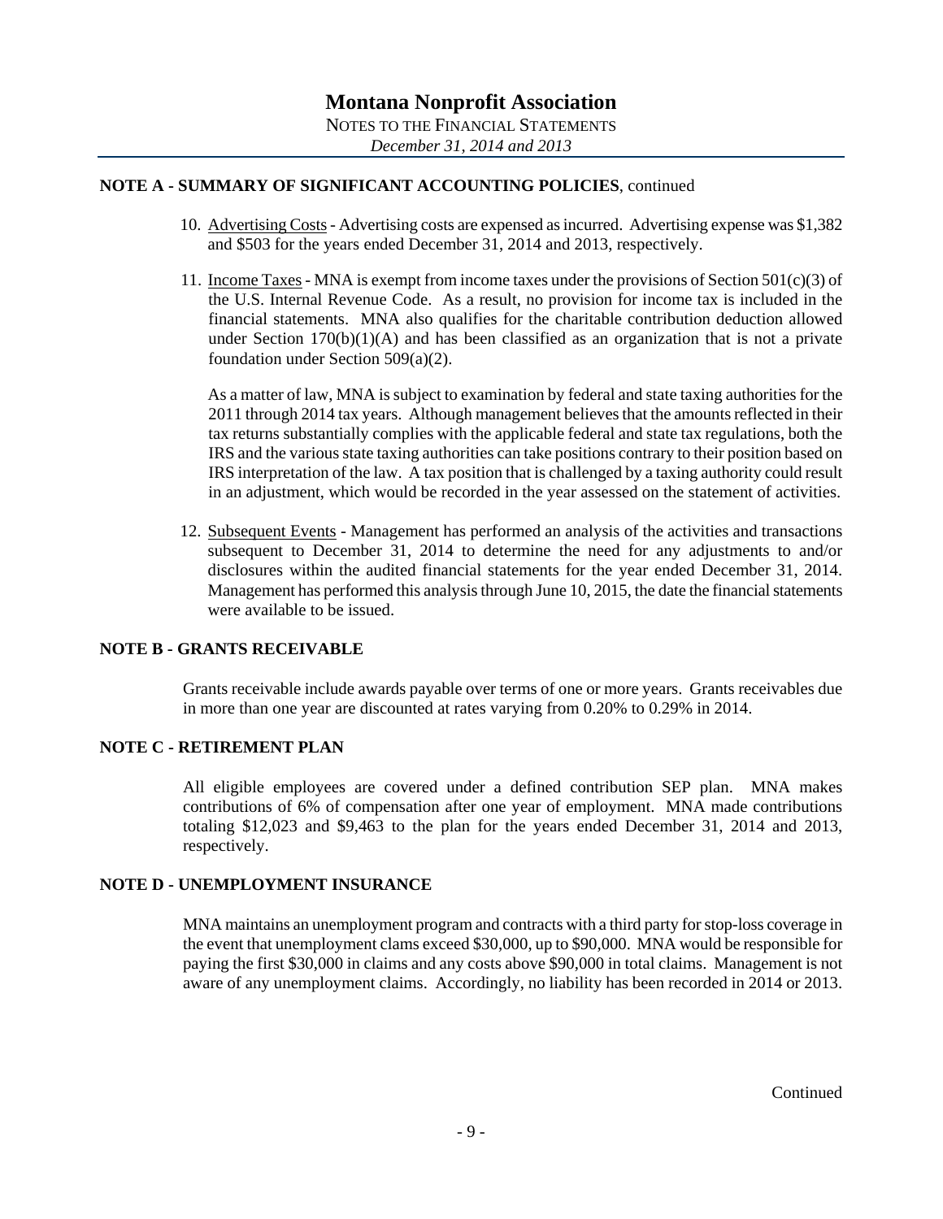# Montana Nonprofit Association

NOTES TO THE FINANCIAL STATEMENTS

*December 31, 2014 and 2013*

**NOTE A - SUMMARY OF SIGNIFICANT ACCOUNTING POLICIES**, continued

10. Advertising Costs - Advertising costs are expensed as incurred. Advertising expense was $1,382 and $503 for the years ended December 31, 2014 and 2013, respectively.

11. Income Taxes - MNA is exempt from income taxes under the provisions of Section 501(c)(3) of the U.S. Internal Revenue Code. As a result, no provision for income tax is included in the financial statements. MNA also qualifies for the charitable contribution deduction allowed under Section 170(b)(1)(A) and has been classified as an organization that is not a private foundation under Section 509(a)(2).

    As a matter of law, MNA is subject to examination by federal and state taxing authorities for the 2011 through 2014 tax years. Although management believes that the amounts reflected in their tax returns substantially complies with the applicable federal and state tax regulations, both the IRS and the various state taxing authorities can take positions contrary to their position based on IRS interpretation of the law. A tax position that is challenged by a taxing authority could result in an adjustment, which would be recorded in the year assessed on the statement of activities.

12. Subsequent Events - Management has performed an analysis of the activities and transactions subsequent to December 31, 2014 to determine the need for any adjustments to and/or disclosures within the audited financial statements for the year ended December 31, 2014. Management has performed this analysis through June 10, 2015, the date the financial statements were available to be issued.

**NOTE B - GRANTS RECEIVABLE**

Grants receivable include awards payable over terms of one or more years. Grants receivables due in more than one year are discounted at rates varying from 0.20% to 0.29% in 2014.

**NOTE C - RETIREMENT PLAN**

All eligible employees are covered under a defined contribution SEP plan. MNA makes contributions of 6% of compensation after one year of employment. MNA made contributions totaling $12,023 and $9,463 to the plan for the years ended December 31, 2014 and 2013, respectively.

**NOTE D - UNEMPLOYMENT INSURANCE**

MNA maintains an unemployment program and contracts with a third party for stop-loss coverage in the event that unemployment clams exceed $30,000, up to $90,000. MNA would be responsible for paying the first $30,000 in claims and any costs above $90,000 in total claims. Management is not aware of any unemployment claims. Accordingly, no liability has been recorded in 2014 or 2013.

Continued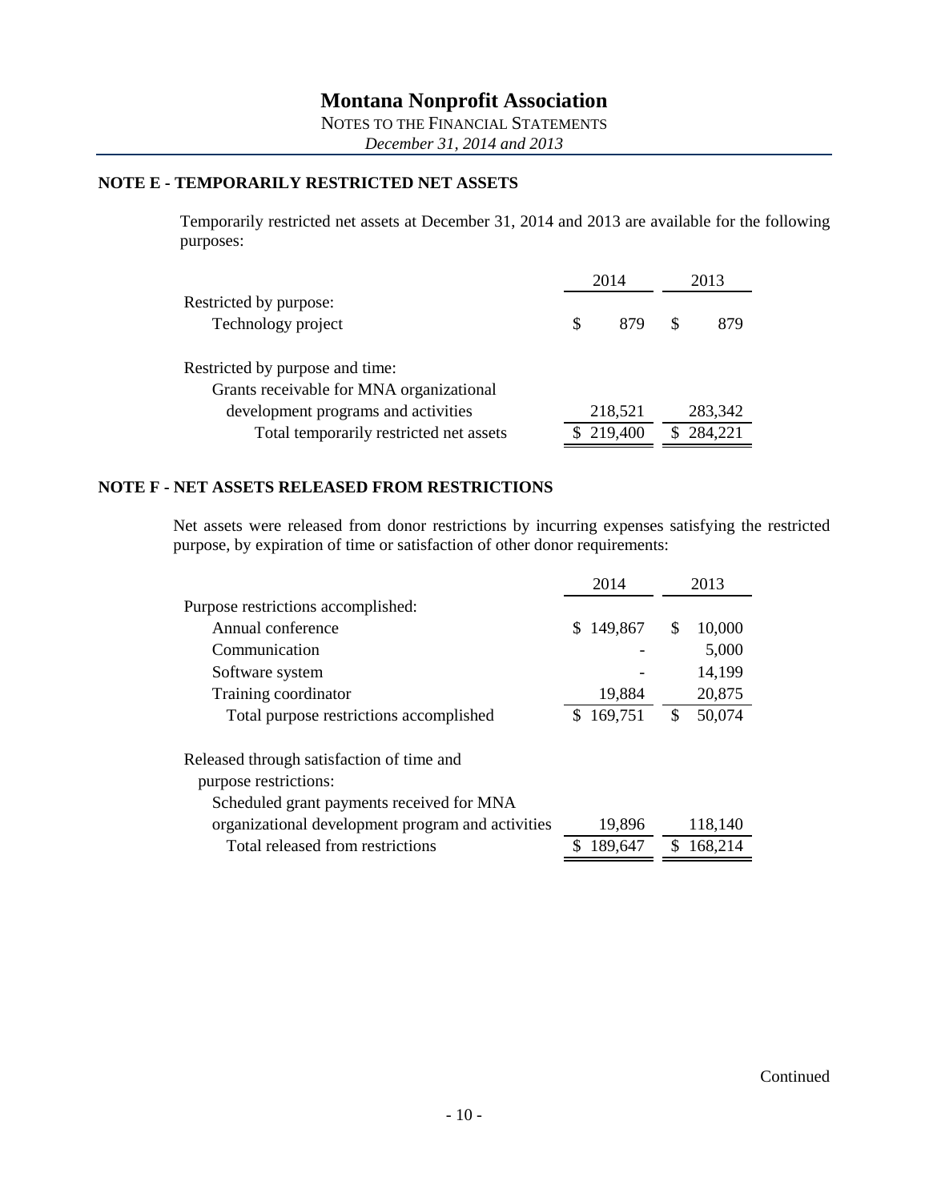# Montana Nonprofit Association

NOTES TO THE FINANCIAL STATEMENTS

*December 31, 2014 and 2013*

## NOTE E - TEMPORARILY RESTRICTED NET ASSETS

Temporarily restricted net assets at December 31, 2014 and 2013 are available for the following purposes:

| | 2014 | 2013 |
|---|---|---|
| Restricted by purpose: | | |
| Technology project | $ 879 | $ 879 |
| Restricted by purpose and time: | | |
| Grants receivable for MNA organizational development programs and activities | 218,521 | 283,342 |
| Total temporarily restricted net assets | $ 219,400 | $ 284,221 |

## NOTE F - NET ASSETS RELEASED FROM RESTRICTIONS

Net assets were released from donor restrictions by incurring expenses satisfying the restricted purpose, by expiration of time or satisfaction of other donor requirements:

| | 2014 | 2013 |
|---|---|---|
| Purpose restrictions accomplished: | | |
| Annual conference | $ 149,867 | $ 10,000 |
| Communication | - | 5,000 |
| Software system | - | 14,199 |
| Training coordinator | 19,884 | 20,875 |
| Total purpose restrictions accomplished | $ 169,751 | $ 50,074 |
| Released through satisfaction of time and purpose restrictions: | | |
| Scheduled grant payments received for MNA organizational development program and activities | 19,896 | 118,140 |
| Total released from restrictions | $ 189,647 | $ 168,214 |

Continued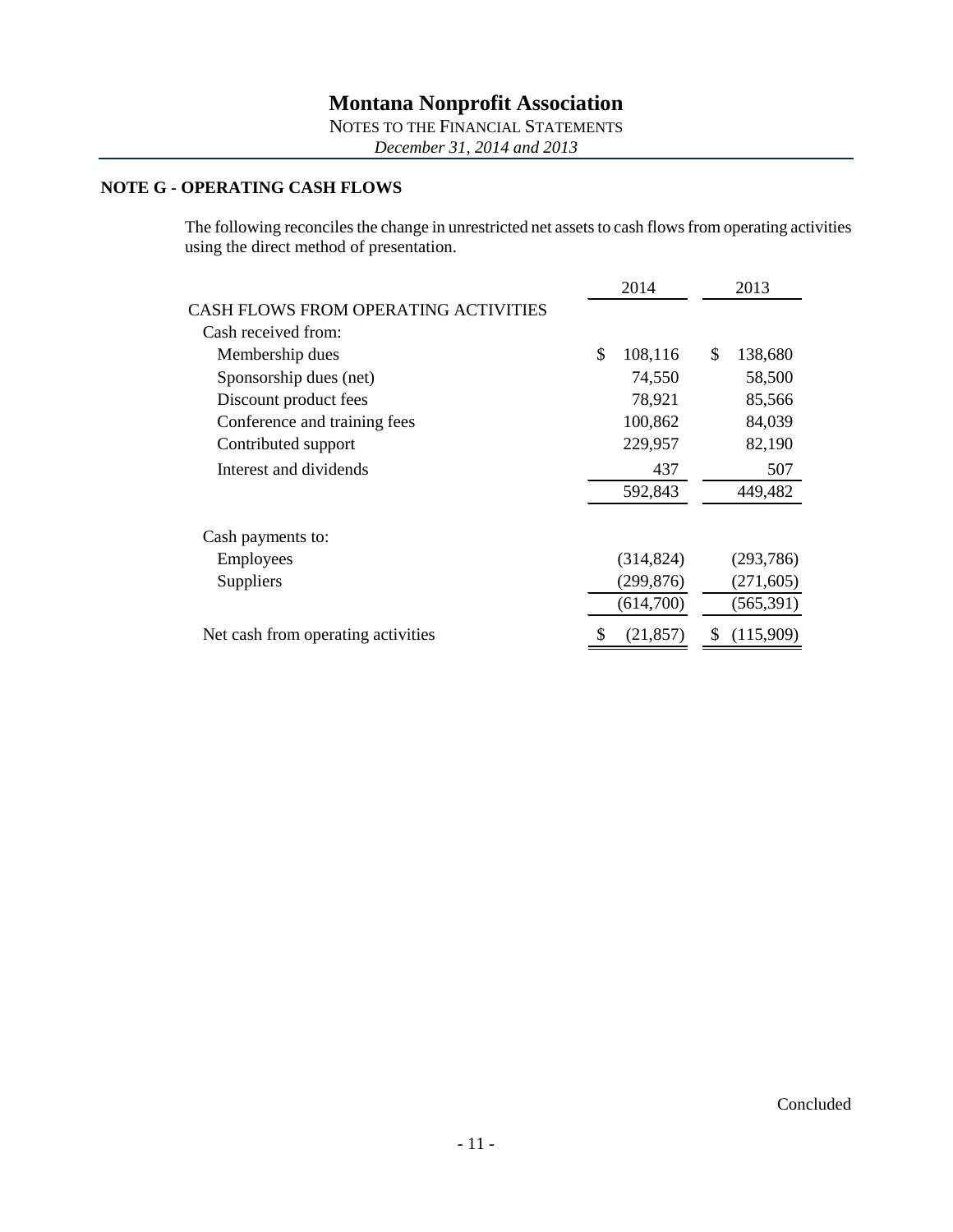# Montana Nonprofit Association

NOTES TO THE FINANCIAL STATEMENTS

*December 31, 2014 and 2013*

## NOTE G - OPERATING CASH FLOWS

The following reconciles the change in unrestricted net assets to cash flows from operating activities using the direct method of presentation.

| | 2014 | 2013 |
|---|---|---|
| CASH FLOWS FROM OPERATING ACTIVITIES | | |
| Cash received from: | | |
| Membership dues | $ 108,116 | $ 138,680 |
| Sponsorship dues (net) | 74,550 | 58,500 |
| Discount product fees | 78,921 | 85,566 |
| Conference and training fees | 100,862 | 84,039 |
| Contributed support | 229,957 | 82,190 |
| Interest and dividends | 437 | 507 |
| | 592,843 | 449,482 |
| Cash payments to: | | |
| Employees | (314,824) | (293,786) |
| Suppliers | (299,876) | (271,605) |
| | (614,700) | (565,391) |
| Net cash from operating activities | $ (21,857) | $ (115,909) |

Concluded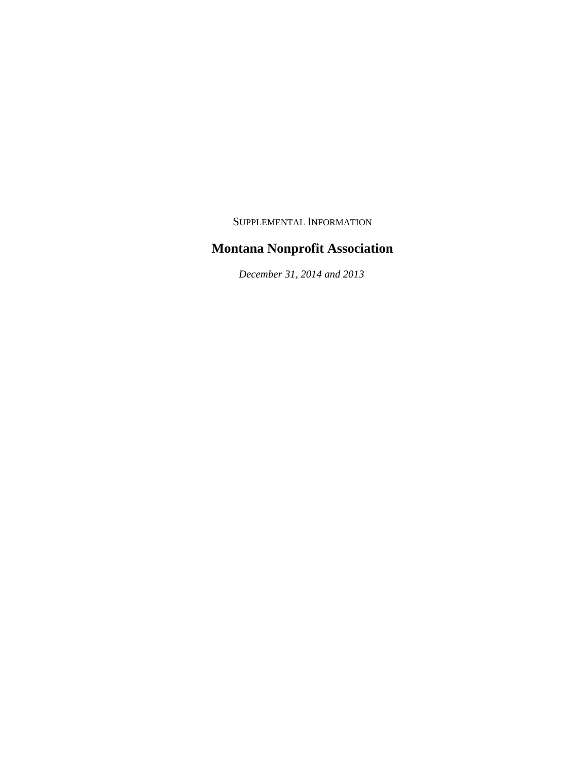SUPPLEMENTAL INFORMATION

# Montana Nonprofit Association

*December 31, 2014 and 2013*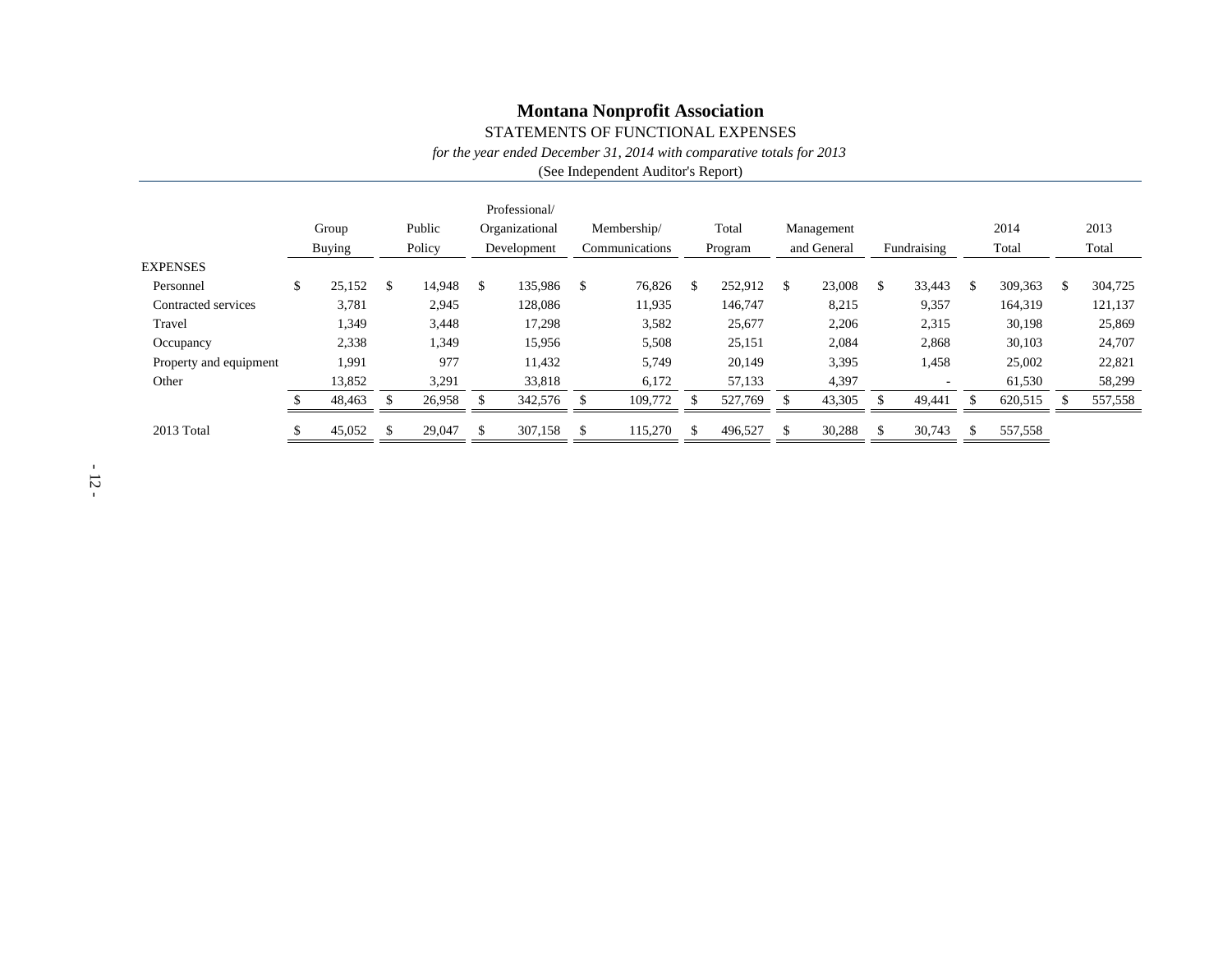# Montana Nonprofit Association

STATEMENTS OF FUNCTIONAL EXPENSES

*for the year ended December 31, 2014 with comparative totals for 2013*

(See Independent Auditor's Report)

| | Group Buying | Public Policy | Professional/ Organizational Development | Membership/ Communications | Total Program | Management and General | Fundraising | 2014 Total | 2013 Total |
|---|---|---|---|---|---|---|---|---|---|
| EXPENSES | | | | | | | | | |
| Personnel | $ 25,152 | $ 14,948 | $ 135,986 | $ 76,826 | $ 252,912 | $ 23,008 | $ 33,443 | $ 309,363 | $ 304,725 |
| Contracted services | 3,781 | 2,945 | 128,086 | 11,935 | 146,747 | 8,215 | 9,357 | 164,319 | 121,137 |
| Travel | 1,349 | 3,448 | 17,298 | 3,582 | 25,677 | 2,206 | 2,315 | 30,198 | 25,869 |
| Occupancy | 2,338 | 1,349 | 15,956 | 5,508 | 25,151 | 2,084 | 2,868 | 30,103 | 24,707 |
| Property and equipment | 1,991 | 977 | 11,432 | 5,749 | 20,149 | 3,395 | 1,458 | 25,002 | 22,821 |
| Other | 13,852 | 3,291 | 33,818 | 6,172 | 57,133 | 4,397 | - | 61,530 | 58,299 |
| | $ 48,463 | $ 26,958 | $ 342,576 | $ 109,772 | $ 527,769 | $ 43,305 | $ 49,441 | $ 620,515 | $ 557,558 |
| 2013 Total | $ 45,052 | $ 29,047 | $ 307,158 | $ 115,270 | $ 496,527 | $ 30,288 | $ 30,743 | $ 557,558 | |